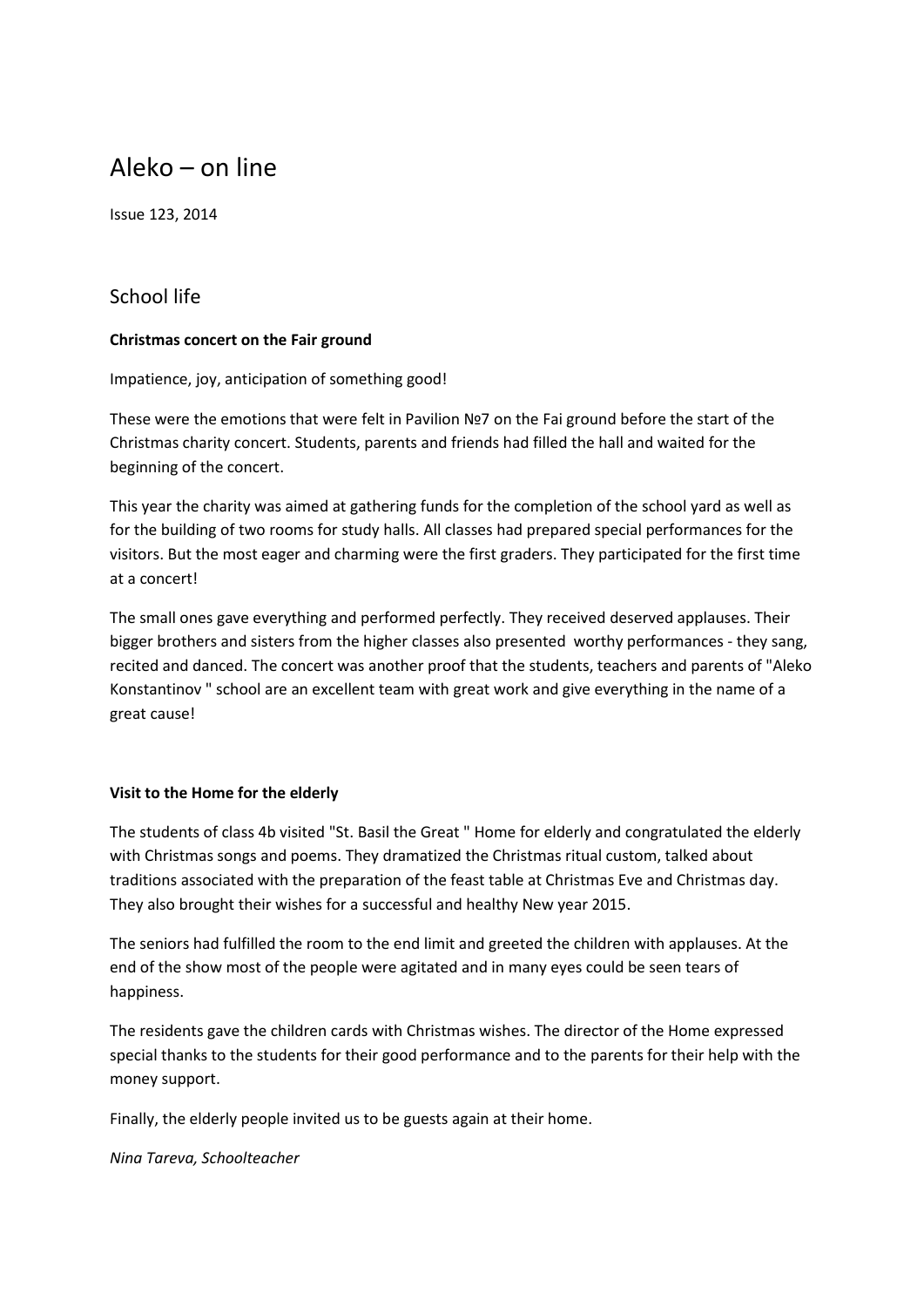# Aleko – on line

Issue 123, 2014

## School life

### Christmas concert on the Fair ground

Impatience, joy, anticipation of something good!

These were the emotions that were felt in Pavilion №7 on the Fai ground before the start of the Christmas charity concert. Students, parents and friends had filled the hall and waited for the beginning of the concert.

This year the charity was aimed at gathering funds for the completion of the school yard as well as for the building of two rooms for study halls. All classes had prepared special performances for the visitors. But the most eager and charming were the first graders. They participated for the first time at a concert!

The small ones gave everything and performed perfectly. They received deserved applauses. Their bigger brothers and sisters from the higher classes also presented worthy performances - they sang, recited and danced. The concert was another proof that the students, teachers and parents of "Aleko Konstantinov " school are an excellent team with great work and give everything in the name of a great cause!

### Visit to the Home for the elderly

The students of class 4b visited "St. Basil the Great " Home for elderly and congratulated the elderly with Christmas songs and poems. They dramatized the Christmas ritual custom, talked about traditions associated with the preparation of the feast table at Christmas Eve and Christmas day. They also brought their wishes for a successful and healthy New year 2015.

The seniors had fulfilled the room to the end limit and greeted the children with applauses. At the end of the show most of the people were agitated and in many eyes could be seen tears of happiness.

The residents gave the children cards with Christmas wishes. The director of the Home expressed special thanks to the students for their good performance and to the parents for their help with the money support.

Finally, the elderly people invited us to be guests again at their home.

*Nina Tareva, Schoolteacher*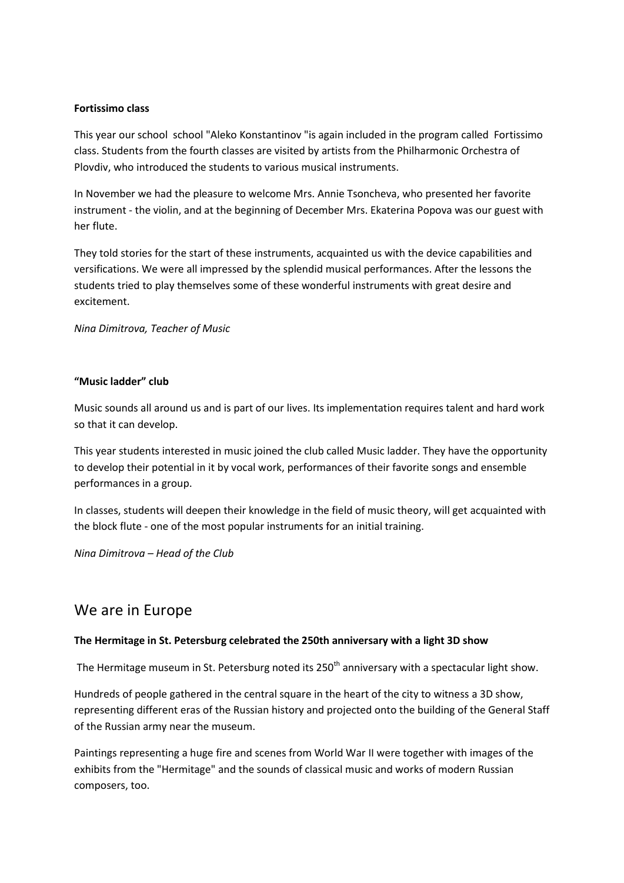**Fortissimo class**

This year our school school "Aleko Konstantinov "is again included in the program called Fortissimo class. Students from the fourth classes are visited by artists from the Philharmonic Orchestra of Plovdiv, who introduced the students to various musical instruments.

In November we had the pleasure to welcome Mrs. Annie Tsoncheva, who presented her favorite instrument - the violin, and at the beginning of December Mrs. Ekaterina Popova was our guest with her flute.

They told stories for the start of these instruments, acquainted us with the device capabilities and versifications. We were all impressed by the splendid musical performances. After the lessons the students tried to play themselves some of these wonderful instruments with great desire and excitement.

*Nina Dimitrova, Teacher of Music*

**"Music ladder" club**

Music sounds all around us and is part of our lives. Its implementation requires talent and hard work so that it can develop.

This year students interested in music joined the club called Music ladder. They have the opportunity to develop their potential in it by vocal work, performances of their favorite songs and ensemble performances in a group.

In classes, students will deepen their knowledge in the field of music theory, will get acquainted with the block flute - one of the most popular instruments for an initial training.

*Nina Dimitrova – Head of the Club*

# We are in Europe

**The Hermitage in St. Petersburg celebrated the 250th anniversary with a light 3D show**

The Hermitage museum in St. Petersburg noted its 250th anniversary with a spectacular light show.

Hundreds of people gathered in the central square in the heart of the city to witness a 3D show, representing different eras of the Russian history and projected onto the building of the General Staff of the Russian army near the museum.

Paintings representing a huge fire and scenes from World War II were together with images of the exhibits from the "Hermitage" and the sounds of classical music and works of modern Russian composers, too.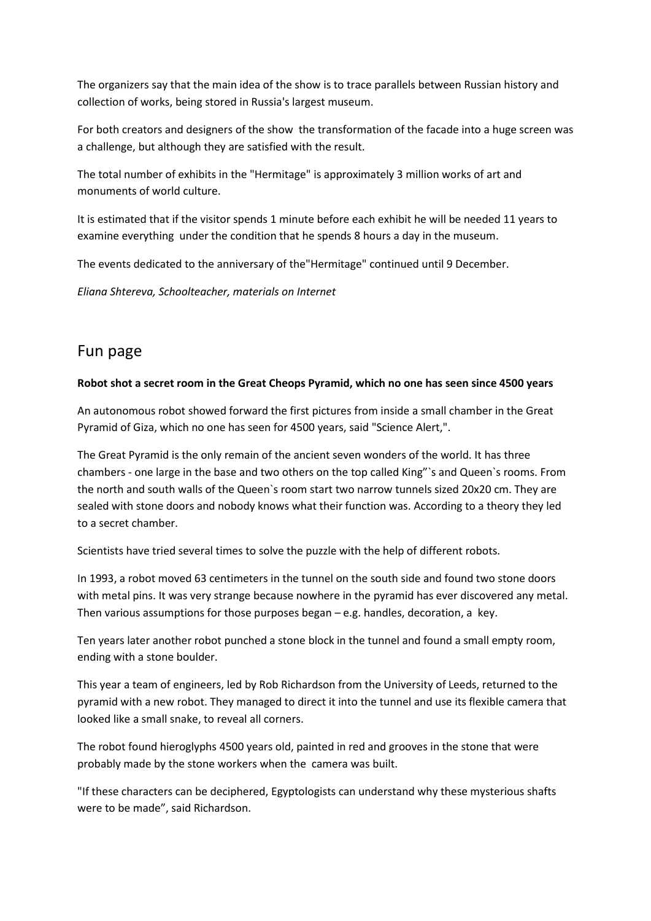The organizers say that the main idea of the show is to trace parallels between Russian history and collection of works, being stored in Russia's largest museum.

For both creators and designers of the show the transformation of the facade into a huge screen was a challenge, but although they are satisfied with the result.

The total number of exhibits in the "Hermitage" is approximately 3 million works of art and monuments of world culture.

It is estimated that if the visitor spends 1 minute before each exhibit he will be needed 11 years to examine everything under the condition that he spends 8 hours a day in the museum.

The events dedicated to the anniversary of the"Hermitage" continued until 9 December.

*Eliana Shtereva, Schoolteacher, materials on Internet*

## Fun page

**Robot shot a secret room in the Great Cheops Pyramid, which no one has seen since 4500 years**

An autonomous robot showed forward the first pictures from inside a small chamber in the Great Pyramid of Giza, which no one has seen for 4500 years, said "Science Alert,".

The Great Pyramid is the only remain of the ancient seven wonders of the world. It has three chambers - one large in the base and two others on the top called King"`s and Queen`s rooms. From the north and south walls of the Queen`s room start two narrow tunnels sized 20x20 cm. They are sealed with stone doors and nobody knows what their function was. According to a theory they led to a secret chamber.

Scientists have tried several times to solve the puzzle with the help of different robots.

In 1993, a robot moved 63 centimeters in the tunnel on the south side and found two stone doors with metal pins. It was very strange because nowhere in the pyramid has ever discovered any metal. Then various assumptions for those purposes began – e.g. handles, decoration, a key.

Ten years later another robot punched a stone block in the tunnel and found a small empty room, ending with a stone boulder.

This year a team of engineers, led by Rob Richardson from the University of Leeds, returned to the pyramid with a new robot. They managed to direct it into the tunnel and use its flexible camera that looked like a small snake, to reveal all corners.

The robot found hieroglyphs 4500 years old, painted in red and grooves in the stone that were probably made by the stone workers when the camera was built.

"If these characters can be deciphered, Egyptologists can understand why these mysterious shafts were to be made", said Richardson.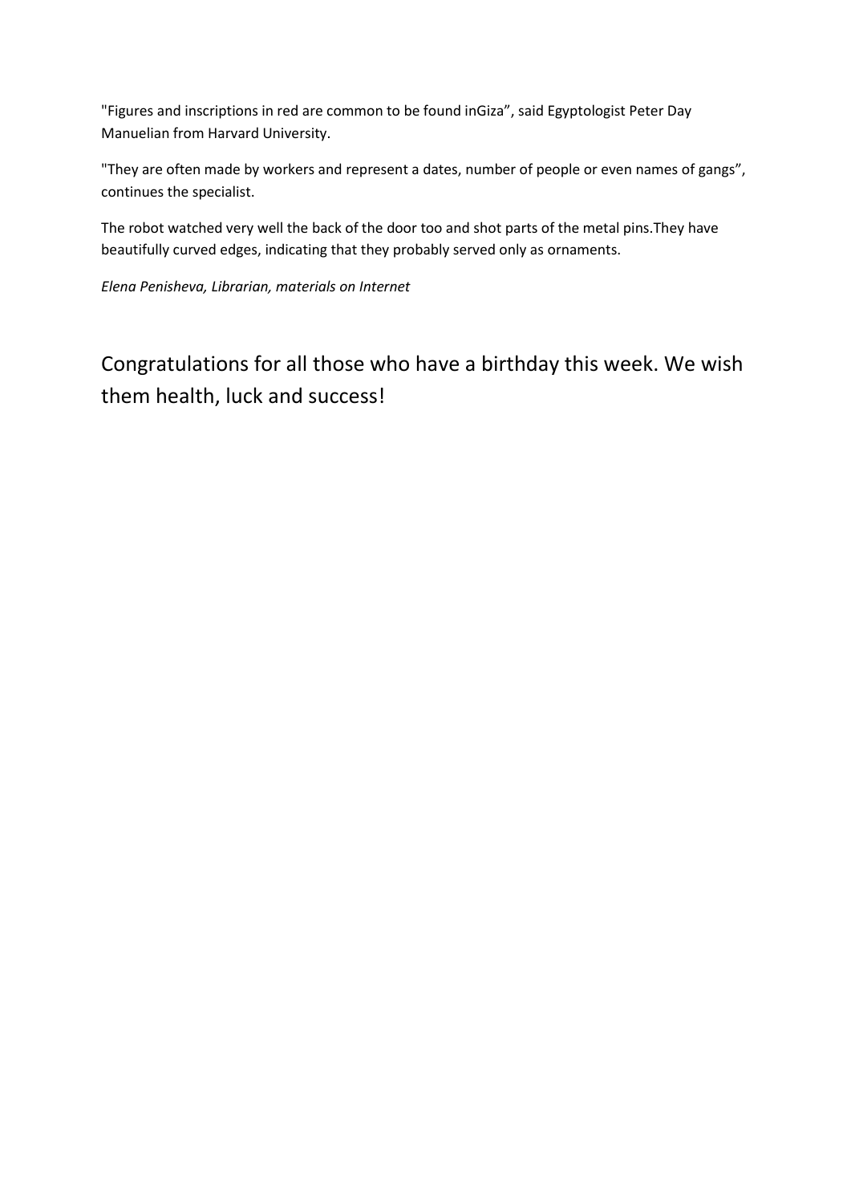"Figures and inscriptions in red are common to be found inGiza", said Egyptologist Peter Day Manuelian from Harvard University.

"They are often made by workers and represent a dates, number of people or even names of gangs", continues the specialist.

The robot watched very well the back of the door too and shot parts of the metal pins.They have beautifully curved edges, indicating that they probably served only as ornaments.

*Elena Penisheva, Librarian, materials on Internet*

Congratulations for all those who have a birthday this week. We wish them health, luck and success!